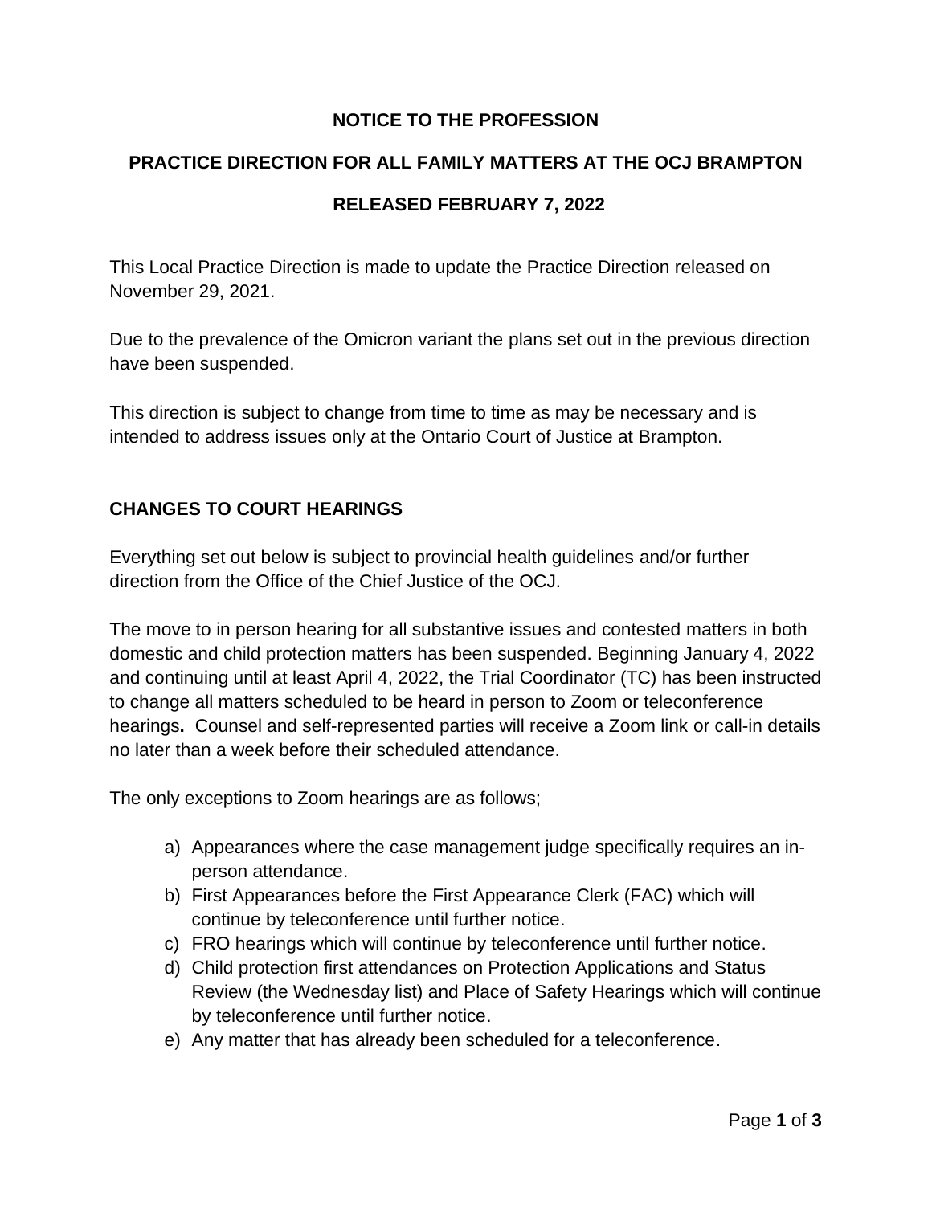# NOTICE TO THE PROFESSION

## PRACTICE DIRECTION FOR ALL FAMILY MATTERS AT THE OCJ BRAMPTON

## RELEASED FEBRUARY 7, 2022

This Local Practice Direction is made to update the Practice Direction released on November 29, 2021.

Due to the prevalence of the Omicron variant the plans set out in the previous direction have been suspended.

This direction is subject to change from time to time as may be necessary and is intended to address issues only at the Ontario Court of Justice at Brampton.

## CHANGES TO COURT HEARINGS

Everything set out below is subject to provincial health guidelines and/or further direction from the Office of the Chief Justice of the OCJ.

The move to in person hearing for all substantive issues and contested matters in both domestic and child protection matters has been suspended. Beginning January 4, 2022 and continuing until at least April 4, 2022, the Trial Coordinator (TC) has been instructed to change all matters scheduled to be heard in person to Zoom or teleconference hearings**.** Counsel and self-represented parties will receive a Zoom link or call-in details no later than a week before their scheduled attendance.

The only exceptions to Zoom hearings are as follows;

a) Appearances where the case management judge specifically requires an in-person attendance.
b) First Appearances before the First Appearance Clerk (FAC) which will continue by teleconference until further notice.
c) FRO hearings which will continue by teleconference until further notice.
d) Child protection first attendances on Protection Applications and Status Review (the Wednesday list) and Place of Safety Hearings which will continue by teleconference until further notice.
e) Any matter that has already been scheduled for a teleconference.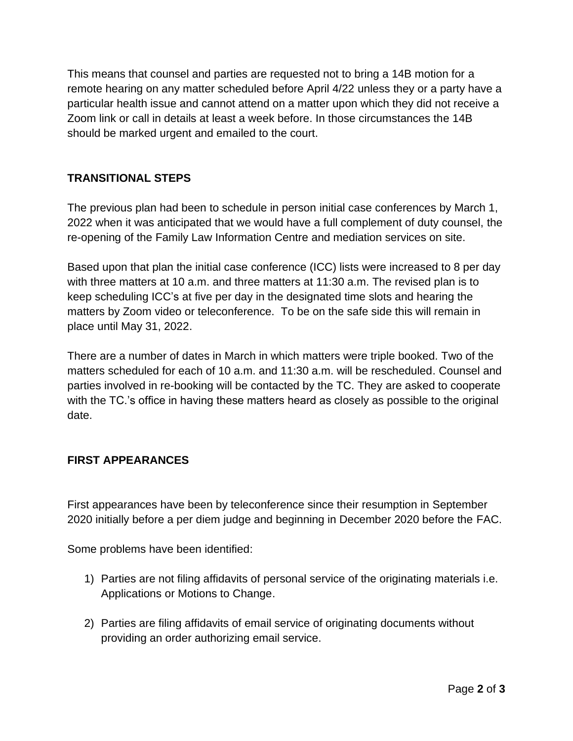This means that counsel and parties are requested not to bring a 14B motion for a remote hearing on any matter scheduled before April 4/22 unless they or a party have a particular health issue and cannot attend on a matter upon which they did not receive a Zoom link or call in details at least a week before. In those circumstances the 14B should be marked urgent and emailed to the court.

## TRANSITIONAL STEPS

The previous plan had been to schedule in person initial case conferences by March 1, 2022 when it was anticipated that we would have a full complement of duty counsel, the re-opening of the Family Law Information Centre and mediation services on site.

Based upon that plan the initial case conference (ICC) lists were increased to 8 per day with three matters at 10 a.m. and three matters at 11:30 a.m. The revised plan is to keep scheduling ICC's at five per day in the designated time slots and hearing the matters by Zoom video or teleconference. To be on the safe side this will remain in place until May 31, 2022.

There are a number of dates in March in which matters were triple booked. Two of the matters scheduled for each of 10 a.m. and 11:30 a.m. will be rescheduled. Counsel and parties involved in re-booking will be contacted by the TC. They are asked to cooperate with the TC.'s office in having these matters heard as closely as possible to the original date.

## FIRST APPEARANCES

First appearances have been by teleconference since their resumption in September 2020 initially before a per diem judge and beginning in December 2020 before the FAC.

Some problems have been identified:

1) Parties are not filing affidavits of personal service of the originating materials i.e. Applications or Motions to Change.

2) Parties are filing affidavits of email service of originating documents without providing an order authorizing email service.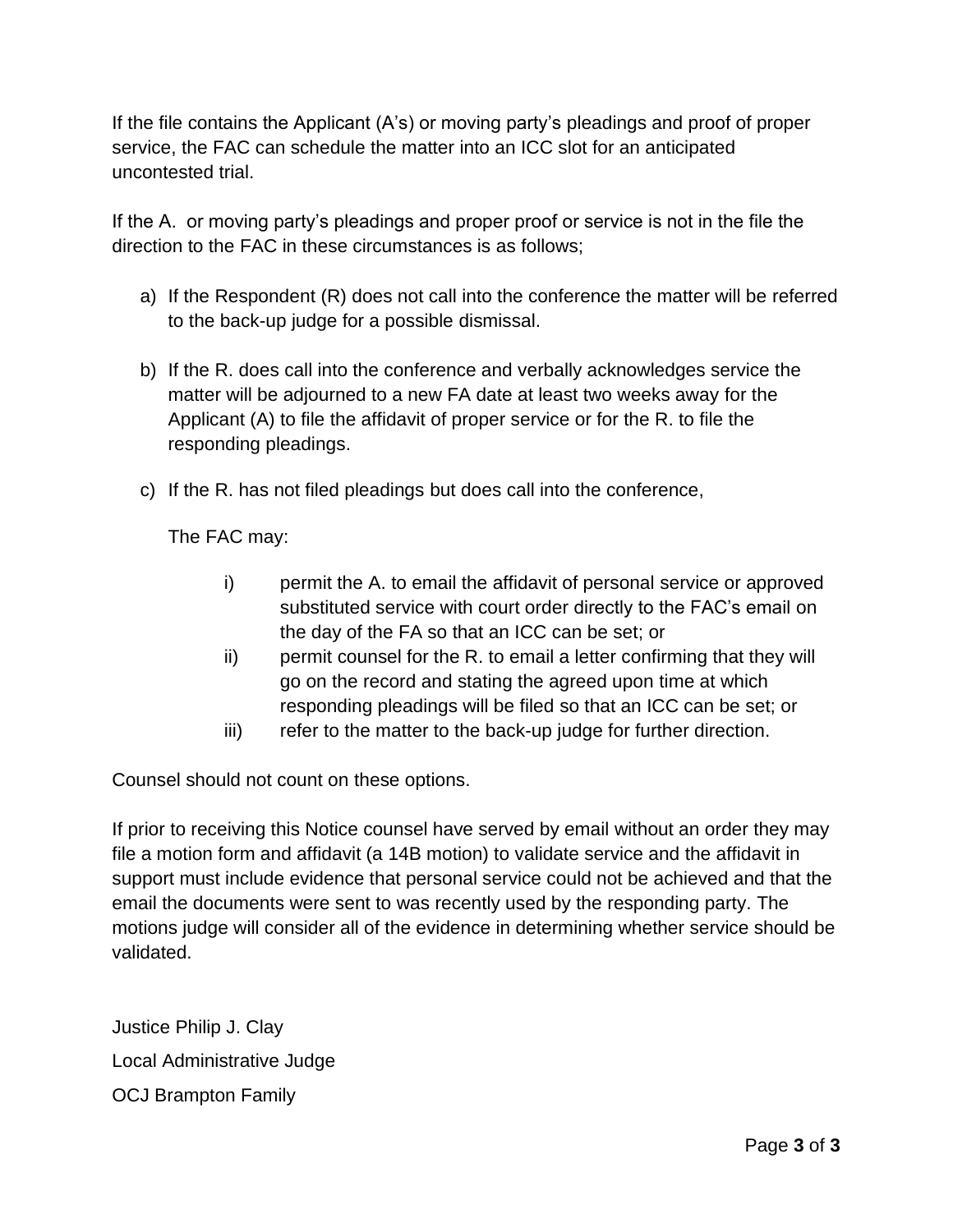If the file contains the Applicant (A's) or moving party's pleadings and proof of proper service, the FAC can schedule the matter into an ICC slot for an anticipated uncontested trial.

If the A. or moving party's pleadings and proper proof or service is not in the file the direction to the FAC in these circumstances is as follows;

a) If the Respondent (R) does not call into the conference the matter will be referred to the back-up judge for a possible dismissal.

b) If the R. does call into the conference and verbally acknowledges service the matter will be adjourned to a new FA date at least two weeks away for the Applicant (A) to file the affidavit of proper service or for the R. to file the responding pleadings.

c) If the R. has not filed pleadings but does call into the conference,

   The FAC may:

   i) permit the A. to email the affidavit of personal service or approved substituted service with court order directly to the FAC's email on the day of the FA so that an ICC can be set; or
   ii) permit counsel for the R. to email a letter confirming that they will go on the record and stating the agreed upon time at which responding pleadings will be filed so that an ICC can be set; or
   iii) refer to the matter to the back-up judge for further direction.

Counsel should not count on these options.

If prior to receiving this Notice counsel have served by email without an order they may file a motion form and affidavit (a 14B motion) to validate service and the affidavit in support must include evidence that personal service could not be achieved and that the email the documents were sent to was recently used by the responding party. The motions judge will consider all of the evidence in determining whether service should be validated.

Justice Philip J. Clay

Local Administrative Judge

OCJ Brampton Family